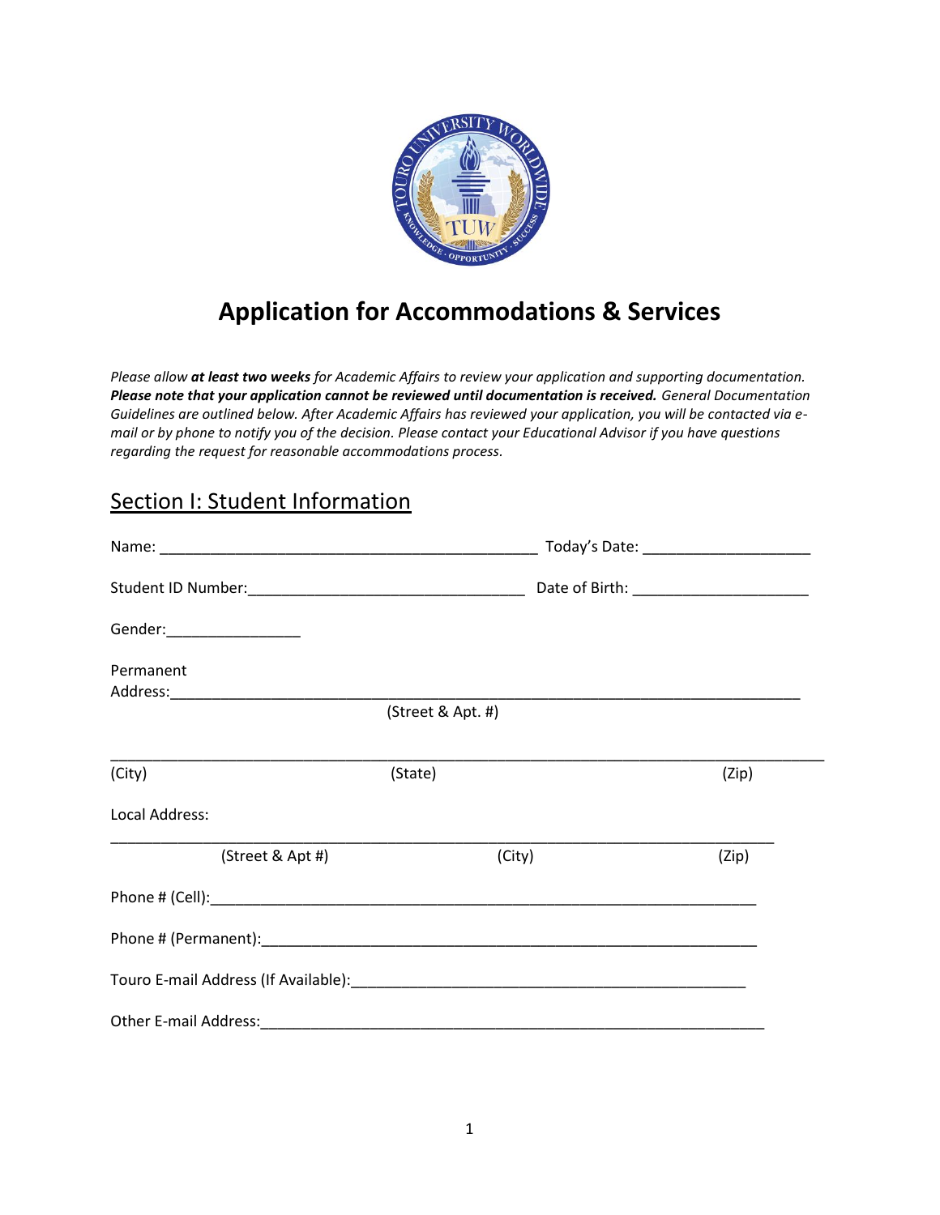# Application for Accommodations & Services

*Please allow **at least two weeks** for Academic Affairs to review your application and supporting documentation. **Please note that your application cannot be reviewed until documentation is received.** General Documentation Guidelines are outlined below. After Academic Affairs has reviewed your application, you will be contacted via e-mail or by phone to notify you of the decision. Please contact your Educational Advisor if you have questions regarding the request for reasonable accommodations process.*

## Section I: Student Information

Name: ______________________________________________ Today's Date: ____________________

Student ID Number:_________________________________ Date of Birth: _____________________

Gender:________________

Permanent Address:___________________________________________________________________________

(Street & Apt. #)

_____________________________________________________________________________________

(City) (State) (Zip)

Local Address:

_____________________________________________________________________________________

(Street & Apt #) (City) (Zip)

Phone # (Cell):_____________________________________________________________________

Phone # (Permanent):________________________________________________________________

Touro E-mail Address (If Available):_________________________________________________

Other E-mail Address:_______________________________________________________________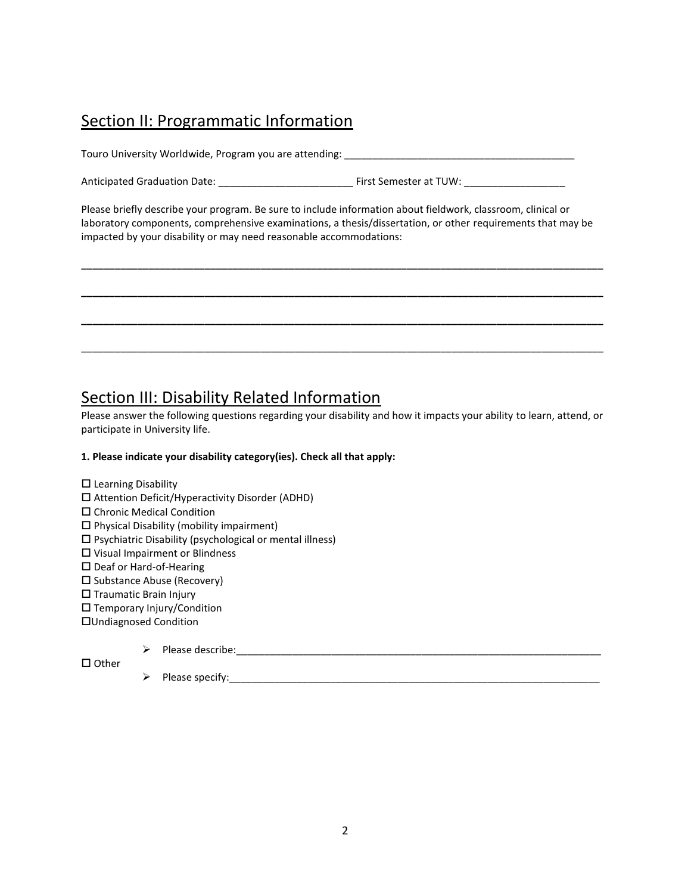## Section II: Programmatic Information

Touro University Worldwide, Program you are attending: ________________________________________

Anticipated Graduation Date: _______________________ First Semester at TUW: _________________

Please briefly describe your program. Be sure to include information about fieldwork, classroom, clinical or laboratory components, comprehensive examinations, a thesis/dissertation, or other requirements that may be impacted by your disability or may need reasonable accommodations:

_____________________________________________________________________________________

_____________________________________________________________________________________

_____________________________________________________________________________________

_____________________________________________________________________________________

## Section III: Disability Related Information

Please answer the following questions regarding your disability and how it impacts your ability to learn, attend, or participate in University life.

**1. Please indicate your disability category(ies). Check all that apply:**

☐ Learning Disability
☐ Attention Deficit/Hyperactivity Disorder (ADHD)
☐ Chronic Medical Condition
☐ Physical Disability (mobility impairment)
☐ Psychiatric Disability (psychological or mental illness)
☐ Visual Impairment or Blindness
☐ Deaf or Hard-of-Hearing
☐ Substance Abuse (Recovery)
☐ Traumatic Brain Injury
☐ Temporary Injury/Condition
☐ Undiagnosed Condition

- Please describe:_____________________________________________________________

☐ Other

- Please specify:______________________________________________________________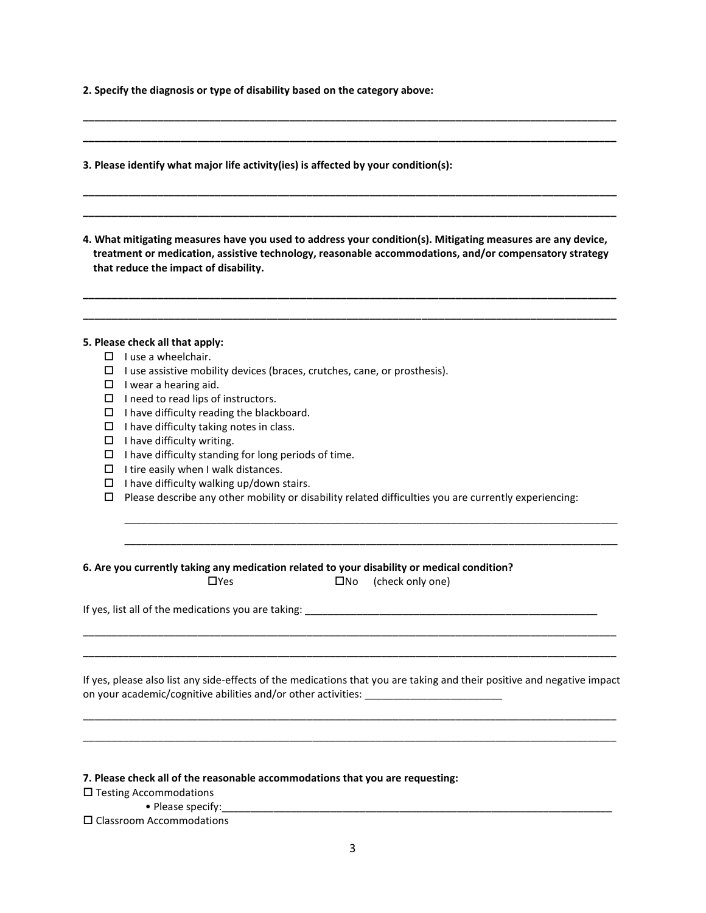**2. Specify the diagnosis or type of disability based on the category above:**

______________________________________________________________________________

______________________________________________________________________________

**3. Please identify what major life activity(ies) is affected by your condition(s):**

______________________________________________________________________________

______________________________________________________________________________

**4. What mitigating measures have you used to address your condition(s). Mitigating measures are any device, treatment or medication, assistive technology, reasonable accommodations, and/or compensatory strategy that reduce the impact of disability.**

______________________________________________________________________________

______________________________________________________________________________

**5. Please check all that apply:**

- ☐ I use a wheelchair.
- ☐ I use assistive mobility devices (braces, crutches, cane, or prosthesis).
- ☐ I wear a hearing aid.
- ☐ I need to read lips of instructors.
- ☐ I have difficulty reading the blackboard.
- ☐ I have difficulty taking notes in class.
- ☐ I have difficulty writing.
- ☐ I have difficulty standing for long periods of time.
- ☐ I tire easily when I walk distances.
- ☐ I have difficulty walking up/down stairs.
- ☐ Please describe any other mobility or disability related difficulties you are currently experiencing:

  ______________________________________________________________________________

  ______________________________________________________________________________

**6. Are you currently taking any medication related to your disability or medical condition?**

☐Yes ☐No (check only one)

If yes, list all of the medications you are taking: ____________________________________________

______________________________________________________________________________

______________________________________________________________________________

If yes, please also list any side-effects of the medications that you are taking and their positive and negative impact on your academic/cognitive abilities and/or other activities: ________________________

______________________________________________________________________________

______________________________________________________________________________

**7. Please check all of the reasonable accommodations that you are requesting:**

☐ Testing Accommodations

- Please specify:____________________________________________________________

☐ Classroom Accommodations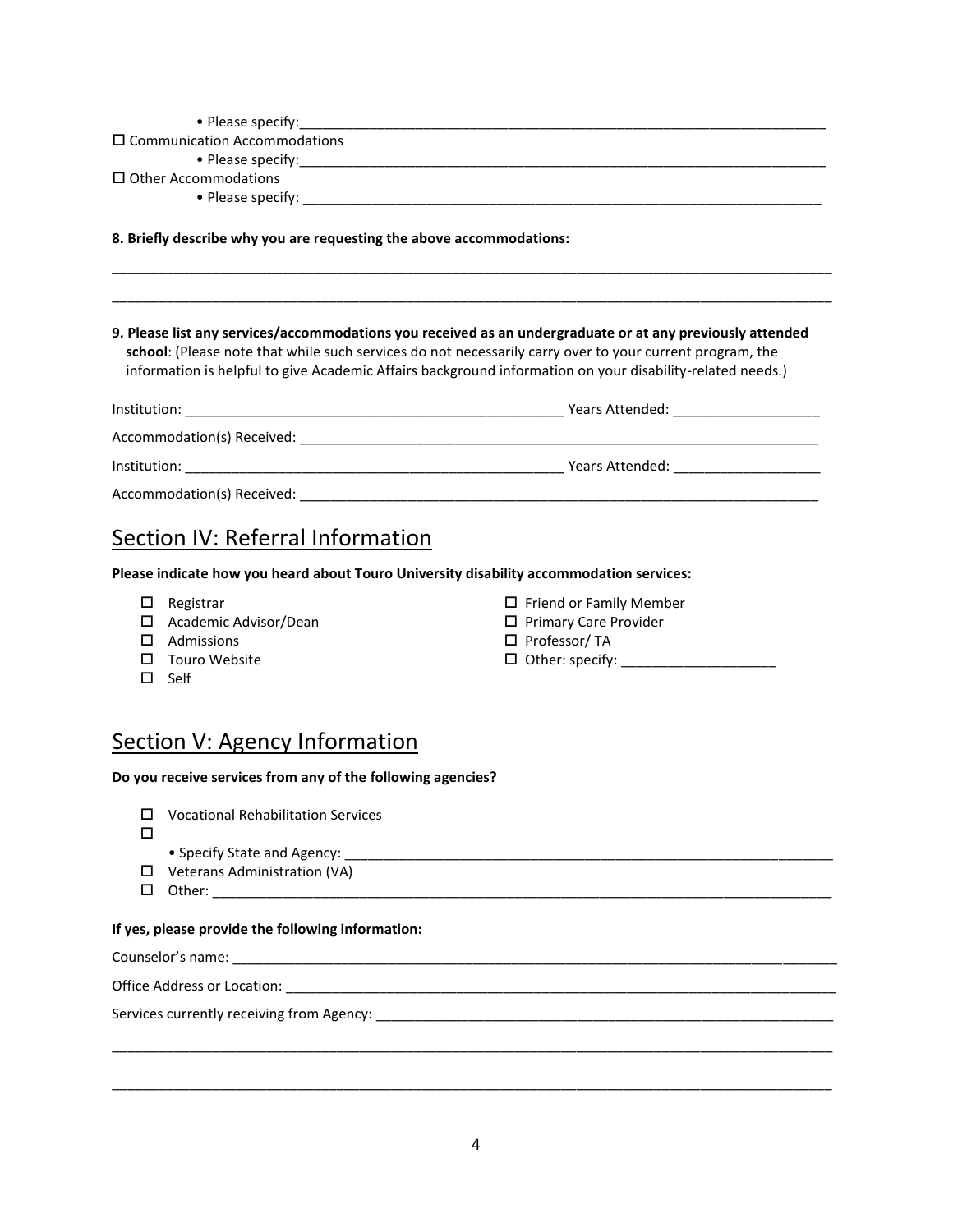- Please specify:______________________________________________________________________

☐ Communication Accommodations
- Please specify:______________________________________________________________________

☐ Other Accommodations
- Please specify: ______________________________________________________________________

**8. Briefly describe why you are requesting the above accommodations:**

_______________________________________________________________________________________________

_______________________________________________________________________________________________

**9. Please list any services/accommodations you received as an undergraduate or at any previously attended school**: (Please note that while such services do not necessarily carry over to your current program, the information is helpful to give Academic Affairs background information on your disability-related needs.)

Institution: __________________________________________________ Years Attended: ___________________

Accommodation(s) Received: ______________________________________________________________________

Institution: __________________________________________________ Years Attended: ___________________

Accommodation(s) Received: ______________________________________________________________________

## Section IV: Referral Information

**Please indicate how you heard about Touro University disability accommodation services:**

- ☐ Registrar
- ☐ Academic Advisor/Dean
- ☐ Admissions
- ☐ Touro Website
- ☐ Self
- ☐ Friend or Family Member
- ☐ Primary Care Provider
- ☐ Professor/ TA
- ☐ Other: specify: ____________________

## Section V: Agency Information

**Do you receive services from any of the following agencies?**

- ☐ Vocational Rehabilitation Services
- ☐
  - Specify State and Agency: _________________________________________________________________
- ☐ Veterans Administration (VA)
- ☐ Other: _________________________________________________________________________________

**If yes, please provide the following information:**

Counselor's name: ________________________________________________________________________________

Office Address or Location: _________________________________________________________________________

Services currently receiving from Agency: ______________________________________________________________

_______________________________________________________________________________________________

_______________________________________________________________________________________________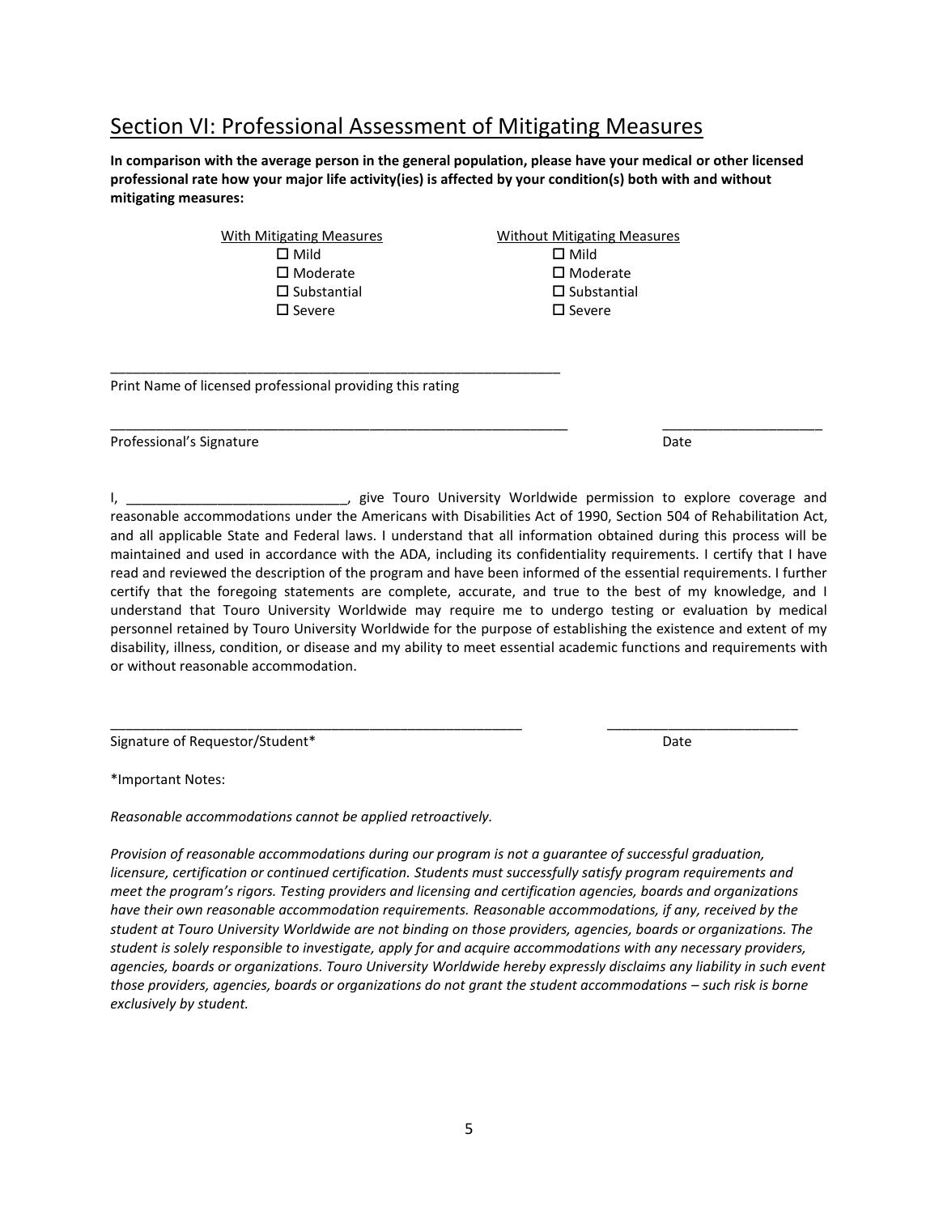## Section VI: Professional Assessment of Mitigating Measures

**In comparison with the average person in the general population, please have your medical or other licensed professional rate how your major life activity(ies) is affected by your condition(s) both with and without mitigating measures:**

| With Mitigating Measures | Without Mitigating Measures |
|---|---|
| ☐ Mild | ☐ Mild |
| ☐ Moderate | ☐ Moderate |
| ☐ Substantial | ☐ Substantial |
| ☐ Severe | ☐ Severe |

____________________________________________________________

Print Name of licensed professional providing this rating

______________________________________________________________ ____________________

Professional's Signature Date

I, ____________________________, give Touro University Worldwide permission to explore coverage and reasonable accommodations under the Americans with Disabilities Act of 1990, Section 504 of Rehabilitation Act, and all applicable State and Federal laws. I understand that all information obtained during this process will be maintained and used in accordance with the ADA, including its confidentiality requirements. I certify that I have read and reviewed the description of the program and have been informed of the essential requirements. I further certify that the foregoing statements are complete, accurate, and true to the best of my knowledge, and I understand that Touro University Worldwide may require me to undergo testing or evaluation by medical personnel retained by Touro University Worldwide for the purpose of establishing the existence and extent of my disability, illness, condition, or disease and my ability to meet essential academic functions and requirements with or without reasonable accommodation.

______________________________________________________ _________________________

Signature of Requestor/Student* Date

*Important Notes:

*Reasonable accommodations cannot be applied retroactively.*

*Provision of reasonable accommodations during our program is not a guarantee of successful graduation, licensure, certification or continued certification. Students must successfully satisfy program requirements and meet the program's rigors. Testing providers and licensing and certification agencies, boards and organizations have their own reasonable accommodation requirements. Reasonable accommodations, if any, received by the student at Touro University Worldwide are not binding on those providers, agencies, boards or organizations. The student is solely responsible to investigate, apply for and acquire accommodations with any necessary providers, agencies, boards or organizations. Touro University Worldwide hereby expressly disclaims any liability in such event those providers, agencies, boards or organizations do not grant the student accommodations – such risk is borne exclusively by student.*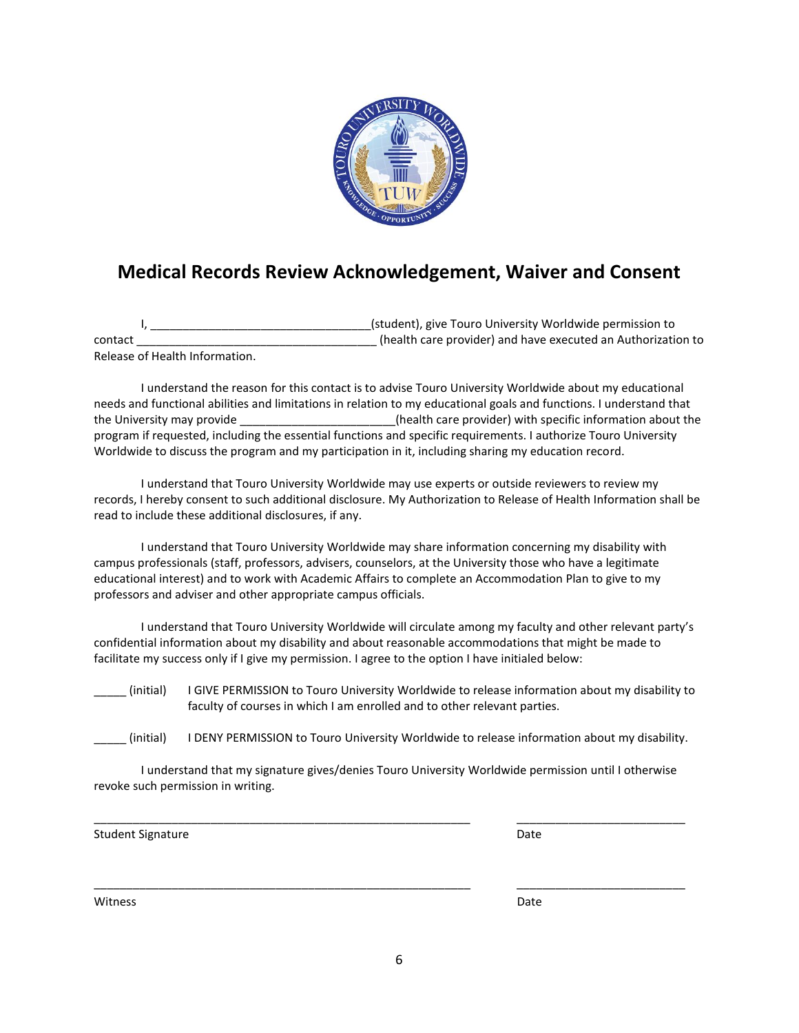# Medical Records Review Acknowledgement, Waiver and Consent

I, _________________________________(student), give Touro University Worldwide permission to contact ____________________________________ (health care provider) and have executed an Authorization to Release of Health Information.

I understand the reason for this contact is to advise Touro University Worldwide about my educational needs and functional abilities and limitations in relation to my educational goals and functions. I understand that the University may provide _______________________(health care provider) with specific information about the program if requested, including the essential functions and specific requirements. I authorize Touro University Worldwide to discuss the program and my participation in it, including sharing my education record.

I understand that Touro University Worldwide may use experts or outside reviewers to review my records, I hereby consent to such additional disclosure. My Authorization to Release of Health Information shall be read to include these additional disclosures, if any.

I understand that Touro University Worldwide may share information concerning my disability with campus professionals (staff, professors, advisers, counselors, at the University those who have a legitimate educational interest) and to work with Academic Affairs to complete an Accommodation Plan to give to my professors and adviser and other appropriate campus officials.

I understand that Touro University Worldwide will circulate among my faculty and other relevant party's confidential information about my disability and about reasonable accommodations that might be made to facilitate my success only if I give my permission. I agree to the option I have initialed below:

_____ (initial) I GIVE PERMISSION to Touro University Worldwide to release information about my disability to faculty of courses in which I am enrolled and to other relevant parties.

_____ (initial) I DENY PERMISSION to Touro University Worldwide to release information about my disability.

I understand that my signature gives/denies Touro University Worldwide permission until I otherwise revoke such permission in writing.

__________________________________________________________ __________________________

Student Signature Date

__________________________________________________________ __________________________

Witness Date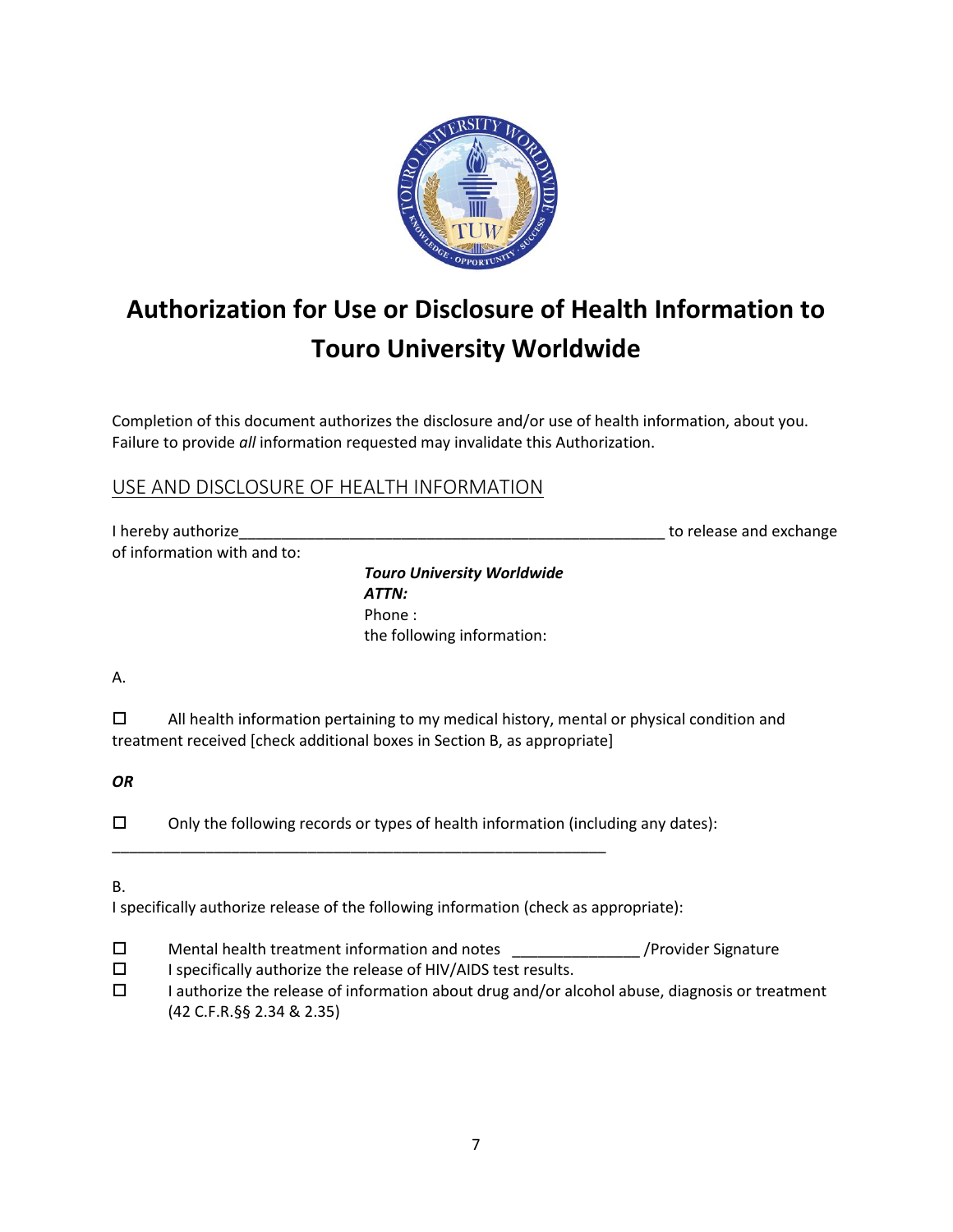# Authorization for Use or Disclosure of Health Information to Touro University Worldwide

Completion of this document authorizes the disclosure and/or use of health information, about you. Failure to provide *all* information requested may invalidate this Authorization.

## USE AND DISCLOSURE OF HEALTH INFORMATION

I hereby authorize_____________________________________________________ to release and exchange of information with and to:

***Touro University Worldwide***
***ATTN:***
Phone :
the following information:

A.

☐ All health information pertaining to my medical history, mental or physical condition and treatment received [check additional boxes in Section B, as appropriate]

***OR***

☐ Only the following records or types of health information (including any dates):

_______________________________________________________________

B.
I specifically authorize release of the following information (check as appropriate):

☐ Mental health treatment information and notes _______________ /Provider Signature
☐ I specifically authorize the release of HIV/AIDS test results.
☐ I authorize the release of information about drug and/or alcohol abuse, diagnosis or treatment (42 C.F.R.§§ 2.34 & 2.35)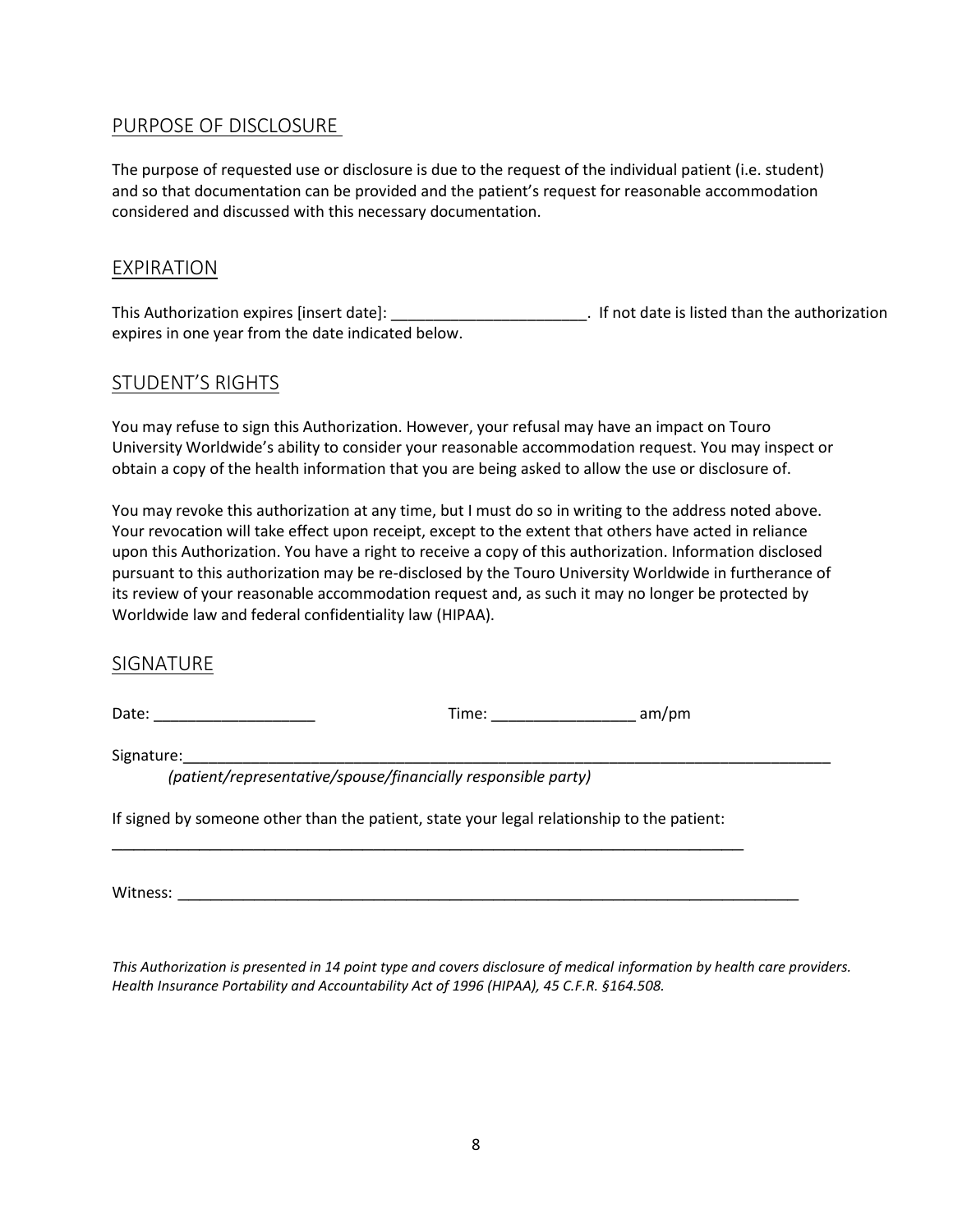## PURPOSE OF DISCLOSURE

The purpose of requested use or disclosure is due to the request of the individual patient (i.e. student) and so that documentation can be provided and the patient's request for reasonable accommodation considered and discussed with this necessary documentation.

## EXPIRATION

This Authorization expires [insert date]: _______________________. If not date is listed than the authorization expires in one year from the date indicated below.

## STUDENT'S RIGHTS

You may refuse to sign this Authorization. However, your refusal may have an impact on Touro University Worldwide's ability to consider your reasonable accommodation request. You may inspect or obtain a copy of the health information that you are being asked to allow the use or disclosure of.

You may revoke this authorization at any time, but I must do so in writing to the address noted above. Your revocation will take effect upon receipt, except to the extent that others have acted in reliance upon this Authorization. You have a right to receive a copy of this authorization. Information disclosed pursuant to this authorization may be re-disclosed by the Touro University Worldwide in furtherance of its review of your reasonable accommodation request and, as such it may no longer be protected by Worldwide law and federal confidentiality law (HIPAA).

## SIGNATURE

Date: ___________________ Time: _________________ am/pm

Signature:_______________________________________________________________________________

*(patient/representative/spouse/financially responsible party)*

If signed by someone other than the patient, state your legal relationship to the patient:

_____________________________________________________________________________

Witness: ____________________________________________________________________________

*This Authorization is presented in 14 point type and covers disclosure of medical information by health care providers. Health Insurance Portability and Accountability Act of 1996 (HIPAA), 45 C.F.R. §164.508.*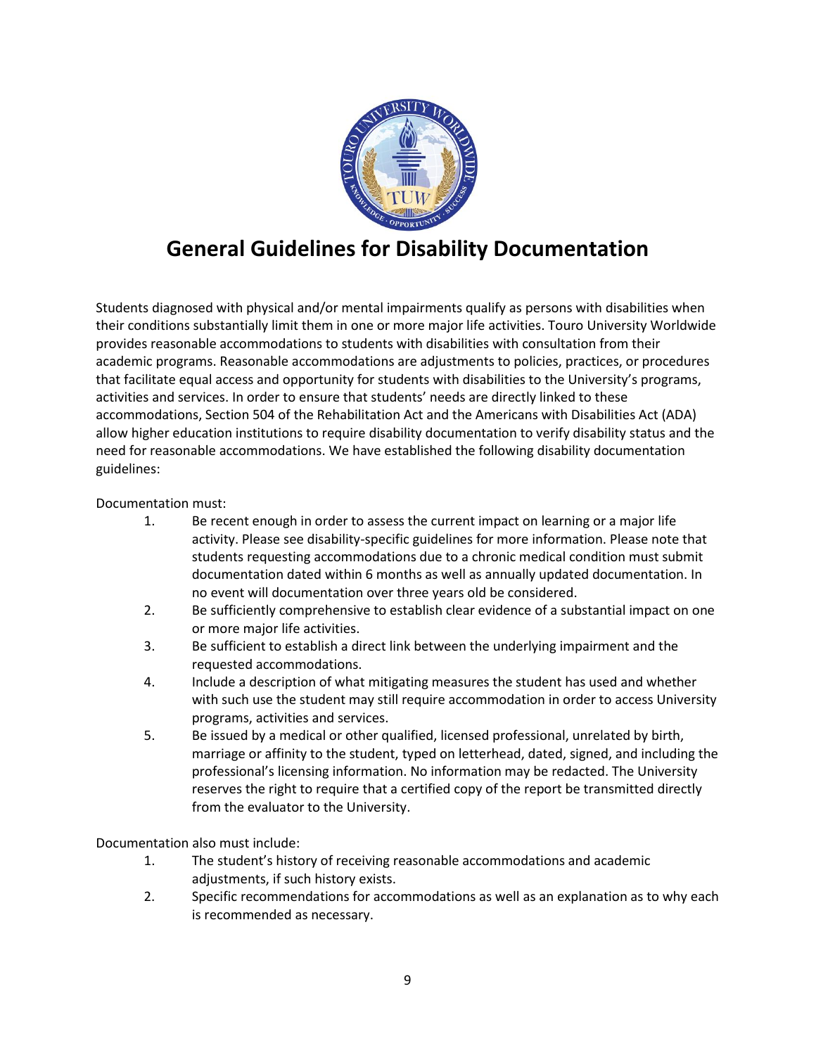# General Guidelines for Disability Documentation

Students diagnosed with physical and/or mental impairments qualify as persons with disabilities when their conditions substantially limit them in one or more major life activities. Touro University Worldwide provides reasonable accommodations to students with disabilities with consultation from their academic programs. Reasonable accommodations are adjustments to policies, practices, or procedures that facilitate equal access and opportunity for students with disabilities to the University's programs, activities and services. In order to ensure that students' needs are directly linked to these accommodations, Section 504 of the Rehabilitation Act and the Americans with Disabilities Act (ADA) allow higher education institutions to require disability documentation to verify disability status and the need for reasonable accommodations. We have established the following disability documentation guidelines:

Documentation must:

1. Be recent enough in order to assess the current impact on learning or a major life activity. Please see disability-specific guidelines for more information. Please note that students requesting accommodations due to a chronic medical condition must submit documentation dated within 6 months as well as annually updated documentation. In no event will documentation over three years old be considered.
2. Be sufficiently comprehensive to establish clear evidence of a substantial impact on one or more major life activities.
3. Be sufficient to establish a direct link between the underlying impairment and the requested accommodations.
4. Include a description of what mitigating measures the student has used and whether with such use the student may still require accommodation in order to access University programs, activities and services.
5. Be issued by a medical or other qualified, licensed professional, unrelated by birth, marriage or affinity to the student, typed on letterhead, dated, signed, and including the professional's licensing information. No information may be redacted. The University reserves the right to require that a certified copy of the report be transmitted directly from the evaluator to the University.

Documentation also must include:

1. The student's history of receiving reasonable accommodations and academic adjustments, if such history exists.
2. Specific recommendations for accommodations as well as an explanation as to why each is recommended as necessary.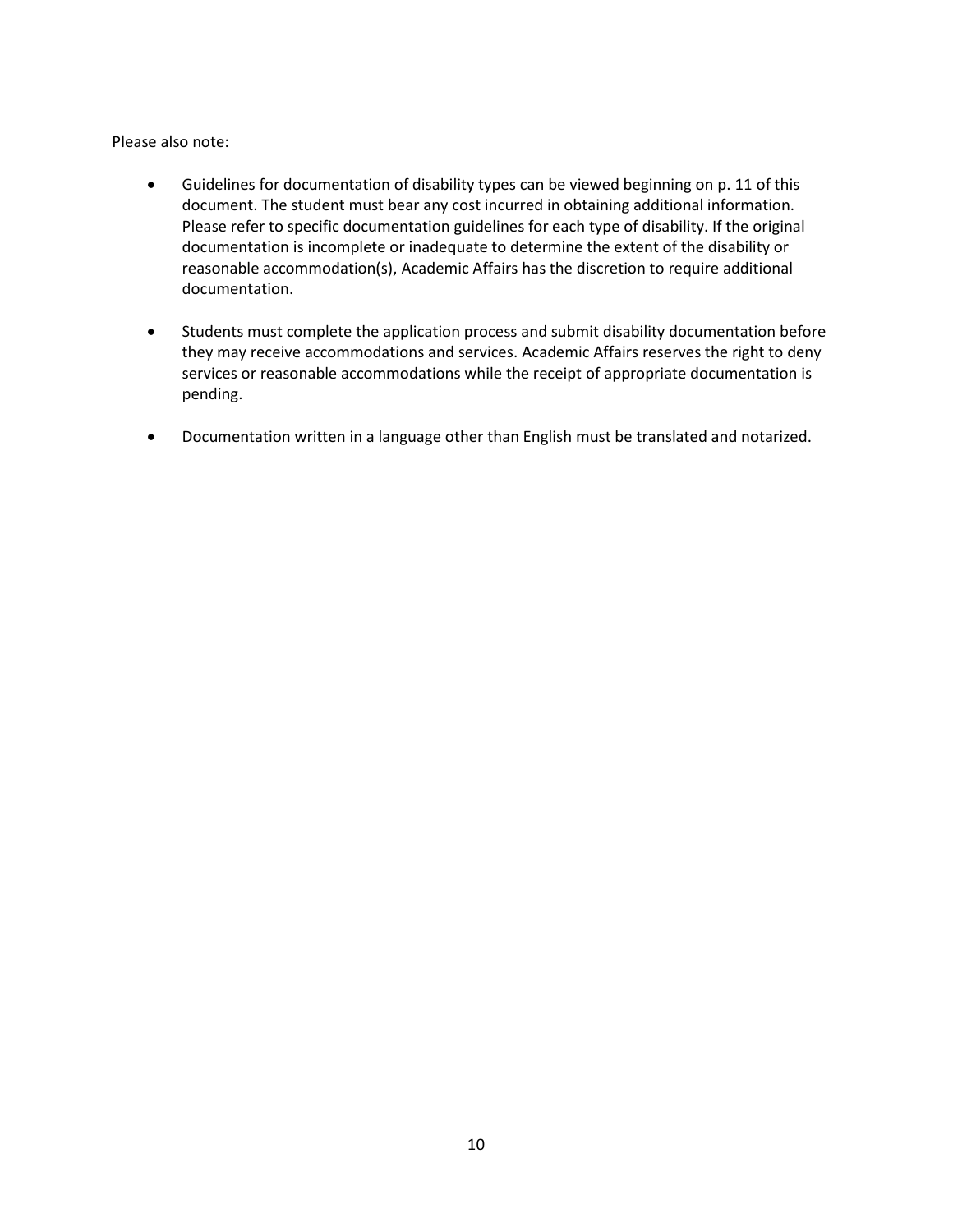Please also note:

- Guidelines for documentation of disability types can be viewed beginning on p. 11 of this document. The student must bear any cost incurred in obtaining additional information. Please refer to specific documentation guidelines for each type of disability. If the original documentation is incomplete or inadequate to determine the extent of the disability or reasonable accommodation(s), Academic Affairs has the discretion to require additional documentation.

- Students must complete the application process and submit disability documentation before they may receive accommodations and services. Academic Affairs reserves the right to deny services or reasonable accommodations while the receipt of appropriate documentation is pending.

- Documentation written in a language other than English must be translated and notarized.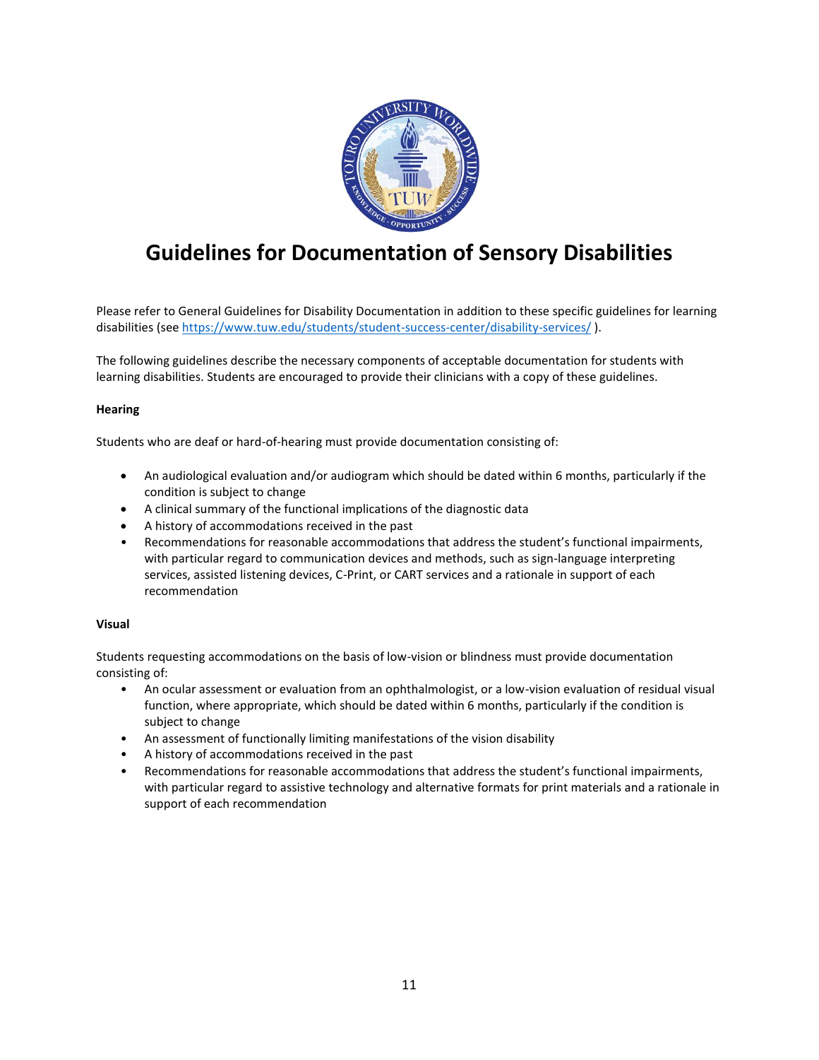# Guidelines for Documentation of Sensory Disabilities

Please refer to General Guidelines for Disability Documentation in addition to these specific guidelines for learning disabilities (see https://www.tuw.edu/students/student-success-center/disability-services/ ).

The following guidelines describe the necessary components of acceptable documentation for students with learning disabilities. Students are encouraged to provide their clinicians with a copy of these guidelines.

**Hearing**

Students who are deaf or hard-of-hearing must provide documentation consisting of:

- An audiological evaluation and/or audiogram which should be dated within 6 months, particularly if the condition is subject to change
- A clinical summary of the functional implications of the diagnostic data
- A history of accommodations received in the past
- Recommendations for reasonable accommodations that address the student's functional impairments, with particular regard to communication devices and methods, such as sign-language interpreting services, assisted listening devices, C-Print, or CART services and a rationale in support of each recommendation

**Visual**

Students requesting accommodations on the basis of low-vision or blindness must provide documentation consisting of:

- An ocular assessment or evaluation from an ophthalmologist, or a low-vision evaluation of residual visual function, where appropriate, which should be dated within 6 months, particularly if the condition is subject to change
- An assessment of functionally limiting manifestations of the vision disability
- A history of accommodations received in the past
- Recommendations for reasonable accommodations that address the student's functional impairments, with particular regard to assistive technology and alternative formats for print materials and a rationale in support of each recommendation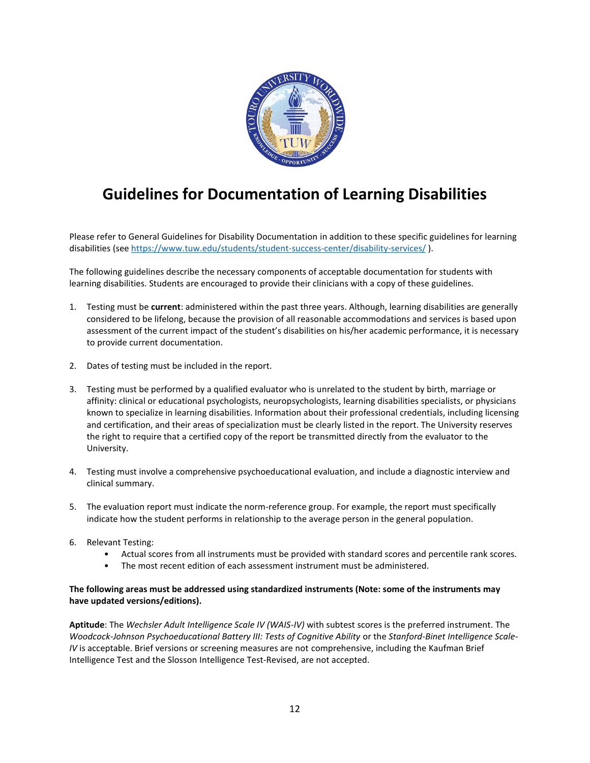# Guidelines for Documentation of Learning Disabilities

Please refer to General Guidelines for Disability Documentation in addition to these specific guidelines for learning disabilities (see https://www.tuw.edu/students/student-success-center/disability-services/ ).

The following guidelines describe the necessary components of acceptable documentation for students with learning disabilities. Students are encouraged to provide their clinicians with a copy of these guidelines.

1. Testing must be **current**: administered within the past three years. Although, learning disabilities are generally considered to be lifelong, because the provision of all reasonable accommodations and services is based upon assessment of the current impact of the student's disabilities on his/her academic performance, it is necessary to provide current documentation.

2. Dates of testing must be included in the report.

3. Testing must be performed by a qualified evaluator who is unrelated to the student by birth, marriage or affinity: clinical or educational psychologists, neuropsychologists, learning disabilities specialists, or physicians known to specialize in learning disabilities. Information about their professional credentials, including licensing and certification, and their areas of specialization must be clearly listed in the report. The University reserves the right to require that a certified copy of the report be transmitted directly from the evaluator to the University.

4. Testing must involve a comprehensive psychoeducational evaluation, and include a diagnostic interview and clinical summary.

5. The evaluation report must indicate the norm-reference group. For example, the report must specifically indicate how the student performs in relationship to the average person in the general population.

6. Relevant Testing:
   - Actual scores from all instruments must be provided with standard scores and percentile rank scores.
   - The most recent edition of each assessment instrument must be administered.

**The following areas must be addressed using standardized instruments (Note: some of the instruments may have updated versions/editions).**

**Aptitude**: The *Wechsler Adult Intelligence Scale IV (WAIS-IV)* with subtest scores is the preferred instrument. The *Woodcock-Johnson Psychoeducational Battery III: Tests of Cognitive Ability* or the *Stanford-Binet Intelligence Scale-IV* is acceptable. Brief versions or screening measures are not comprehensive, including the Kaufman Brief Intelligence Test and the Slosson Intelligence Test-Revised, are not accepted.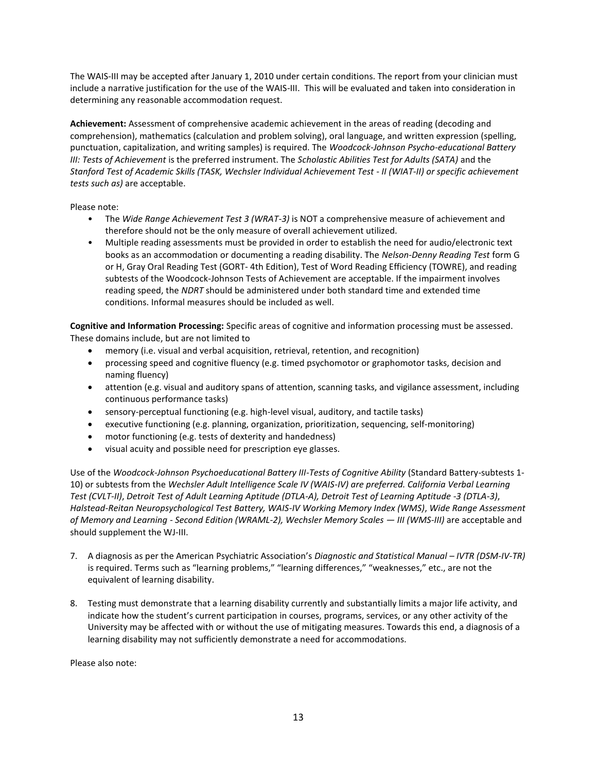The WAIS-III may be accepted after January 1, 2010 under certain conditions. The report from your clinician must include a narrative justification for the use of the WAIS-III. This will be evaluated and taken into consideration in determining any reasonable accommodation request.

**Achievement:** Assessment of comprehensive academic achievement in the areas of reading (decoding and comprehension), mathematics (calculation and problem solving), oral language, and written expression (spelling, punctuation, capitalization, and writing samples) is required. The *Woodcock-Johnson Psycho-educational Battery III: Tests of Achievement* is the preferred instrument. The *Scholastic Abilities Test for Adults (SATA)* and the *Stanford Test of Academic Skills (TASK, Wechsler Individual Achievement Test - II (WIAT-II) or specific achievement tests such as)* are acceptable.

Please note:

- The *Wide Range Achievement Test 3 (WRAT-3)* is NOT a comprehensive measure of achievement and therefore should not be the only measure of overall achievement utilized.
- Multiple reading assessments must be provided in order to establish the need for audio/electronic text books as an accommodation or documenting a reading disability. The *Nelson-Denny Reading Test* form G or H, Gray Oral Reading Test (GORT- 4th Edition), Test of Word Reading Efficiency (TOWRE), and reading subtests of the Woodcock-Johnson Tests of Achievement are acceptable. If the impairment involves reading speed, the *NDRT* should be administered under both standard time and extended time conditions. Informal measures should be included as well.

**Cognitive and Information Processing:** Specific areas of cognitive and information processing must be assessed. These domains include, but are not limited to

- memory (i.e. visual and verbal acquisition, retrieval, retention, and recognition)
- processing speed and cognitive fluency (e.g. timed psychomotor or graphomotor tasks, decision and naming fluency)
- attention (e.g. visual and auditory spans of attention, scanning tasks, and vigilance assessment, including continuous performance tasks)
- sensory-perceptual functioning (e.g. high-level visual, auditory, and tactile tasks)
- executive functioning (e.g. planning, organization, prioritization, sequencing, self-monitoring)
- motor functioning (e.g. tests of dexterity and handedness)
- visual acuity and possible need for prescription eye glasses.

Use of the *Woodcock-Johnson Psychoeducational Battery III-Tests of Cognitive Ability* (Standard Battery-subtests 1-10) or subtests from the *Wechsler Adult Intelligence Scale IV (WAIS-IV) are preferred. California Verbal Learning Test (CVLT-II)*, *Detroit Test of Adult Learning Aptitude (DTLA-A), Detroit Test of Learning Aptitude -3 (DTLA-3)*, *Halstead-Reitan Neuropsychological Test Battery, WAIS-IV Working Memory Index (WMS)*, *Wide Range Assessment of Memory and Learning - Second Edition (WRAML-2), Wechsler Memory Scales — III (WMS-III)* are acceptable and should supplement the WJ-III.

7. A diagnosis as per the American Psychiatric Association's *Diagnostic and Statistical Manual – IVTR (DSM-IV-TR)* is required. Terms such as "learning problems," "learning differences," "weaknesses," etc., are not the equivalent of learning disability.

8. Testing must demonstrate that a learning disability currently and substantially limits a major life activity, and indicate how the student's current participation in courses, programs, services, or any other activity of the University may be affected with or without the use of mitigating measures. Towards this end, a diagnosis of a learning disability may not sufficiently demonstrate a need for accommodations.

Please also note: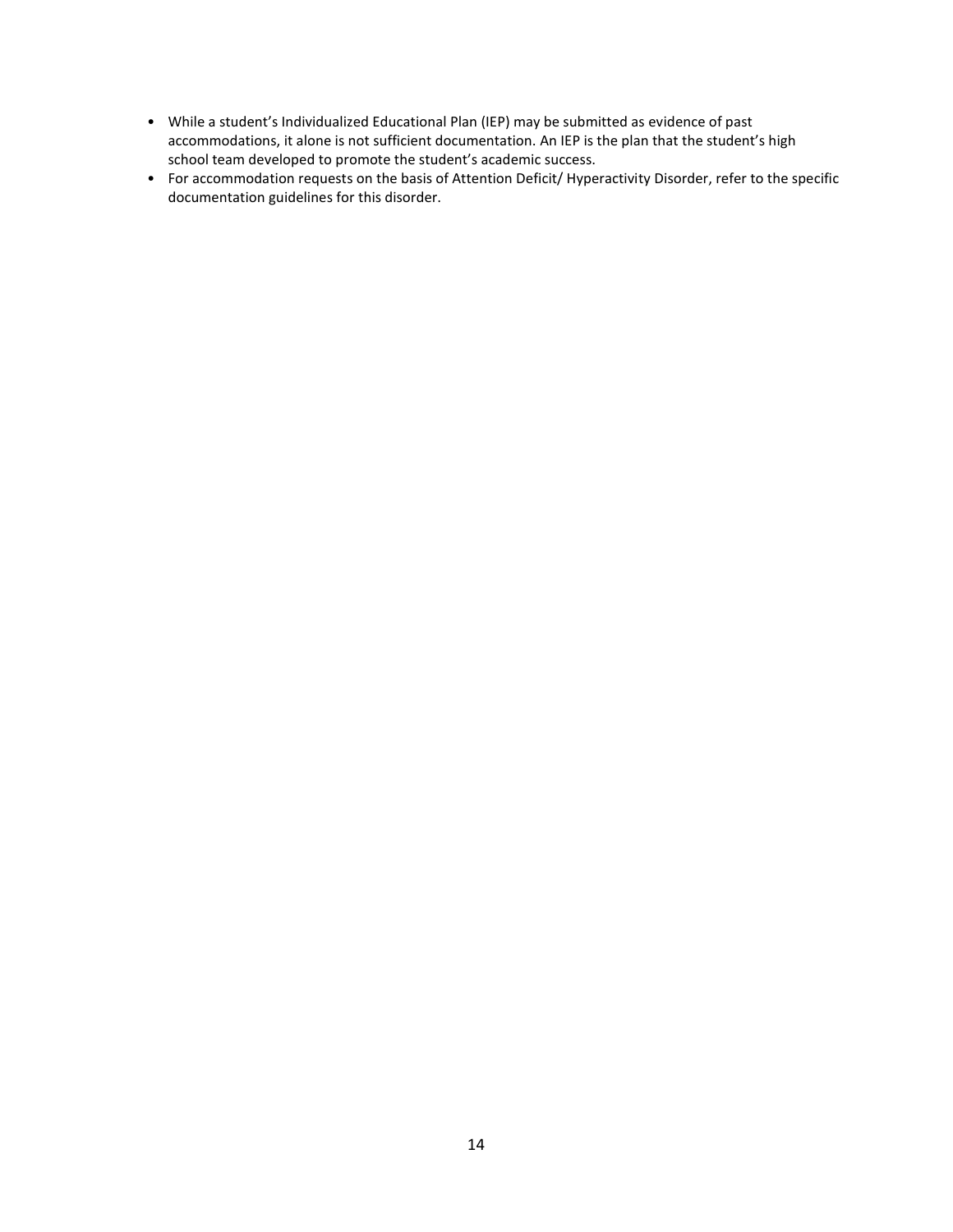- While a student's Individualized Educational Plan (IEP) may be submitted as evidence of past accommodations, it alone is not sufficient documentation. An IEP is the plan that the student's high school team developed to promote the student's academic success.
- For accommodation requests on the basis of Attention Deficit/ Hyperactivity Disorder, refer to the specific documentation guidelines for this disorder.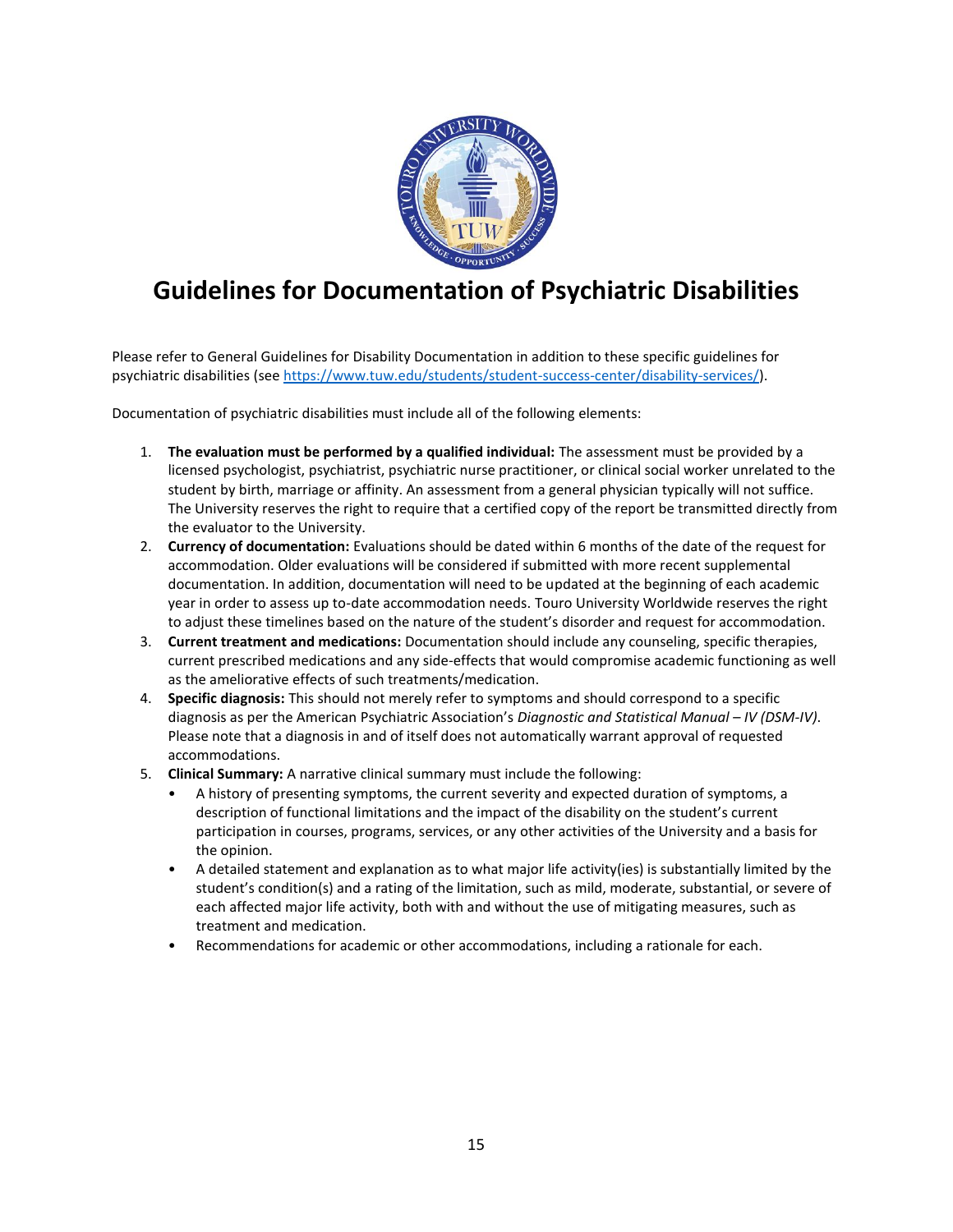# Guidelines for Documentation of Psychiatric Disabilities

Please refer to General Guidelines for Disability Documentation in addition to these specific guidelines for psychiatric disabilities (see https://www.tuw.edu/students/student-success-center/disability-services/).

Documentation of psychiatric disabilities must include all of the following elements:

1. **The evaluation must be performed by a qualified individual:** The assessment must be provided by a licensed psychologist, psychiatrist, psychiatric nurse practitioner, or clinical social worker unrelated to the student by birth, marriage or affinity. An assessment from a general physician typically will not suffice. The University reserves the right to require that a certified copy of the report be transmitted directly from the evaluator to the University.
2. **Currency of documentation:** Evaluations should be dated within 6 months of the date of the request for accommodation. Older evaluations will be considered if submitted with more recent supplemental documentation. In addition, documentation will need to be updated at the beginning of each academic year in order to assess up to-date accommodation needs. Touro University Worldwide reserves the right to adjust these timelines based on the nature of the student's disorder and request for accommodation.
3. **Current treatment and medications:** Documentation should include any counseling, specific therapies, current prescribed medications and any side-effects that would compromise academic functioning as well as the ameliorative effects of such treatments/medication.
4. **Specific diagnosis:** This should not merely refer to symptoms and should correspond to a specific diagnosis as per the American Psychiatric Association's *Diagnostic and Statistical Manual – IV (DSM-IV)*. Please note that a diagnosis in and of itself does not automatically warrant approval of requested accommodations.
5. **Clinical Summary:** A narrative clinical summary must include the following:
   - A history of presenting symptoms, the current severity and expected duration of symptoms, a description of functional limitations and the impact of the disability on the student's current participation in courses, programs, services, or any other activities of the University and a basis for the opinion.
   - A detailed statement and explanation as to what major life activity(ies) is substantially limited by the student's condition(s) and a rating of the limitation, such as mild, moderate, substantial, or severe of each affected major life activity, both with and without the use of mitigating measures, such as treatment and medication.
   - Recommendations for academic or other accommodations, including a rationale for each.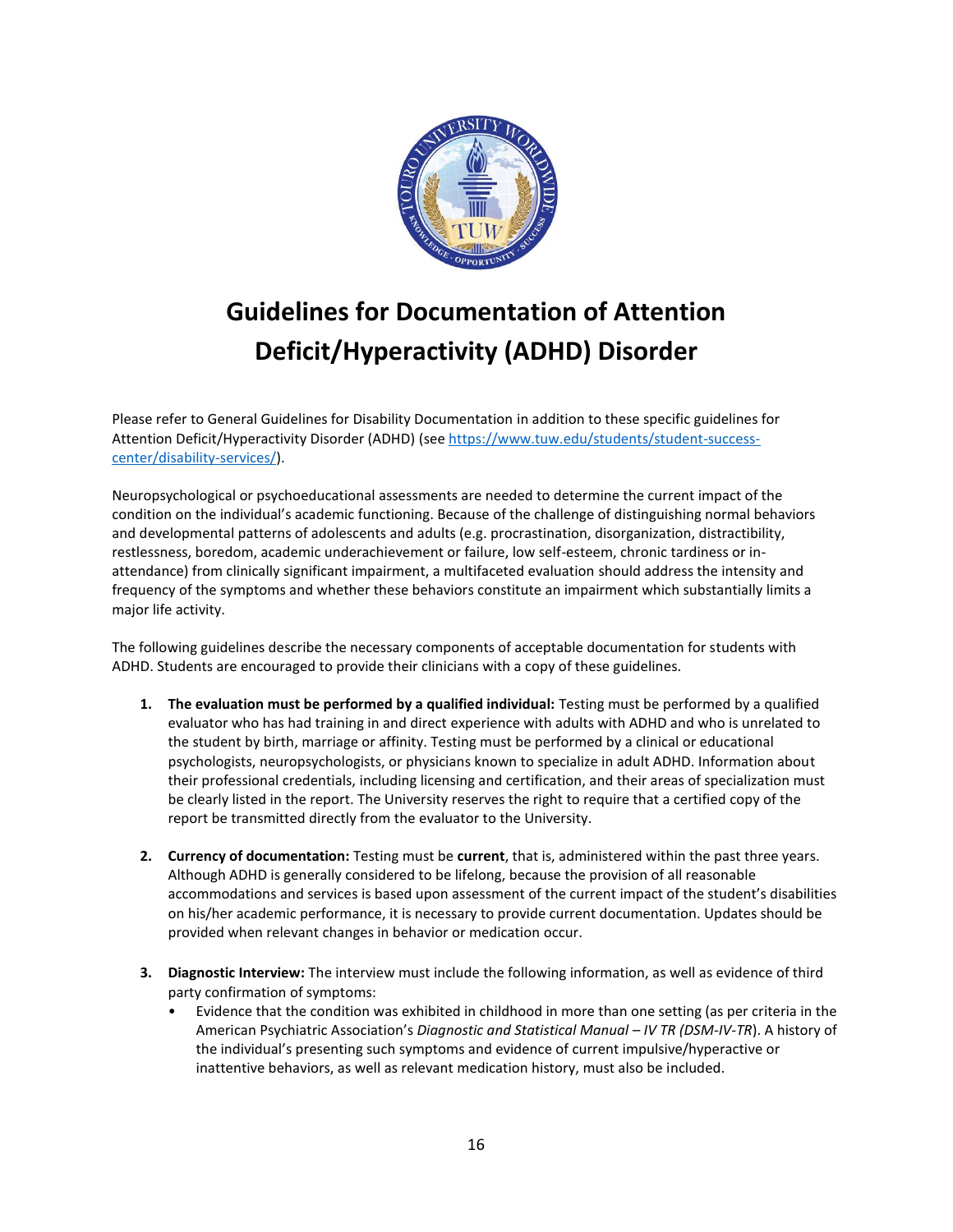# Guidelines for Documentation of Attention Deficit/Hyperactivity (ADHD) Disorder

Please refer to General Guidelines for Disability Documentation in addition to these specific guidelines for Attention Deficit/Hyperactivity Disorder (ADHD) (see https://www.tuw.edu/students/student-success-center/disability-services/).

Neuropsychological or psychoeducational assessments are needed to determine the current impact of the condition on the individual's academic functioning. Because of the challenge of distinguishing normal behaviors and developmental patterns of adolescents and adults (e.g. procrastination, disorganization, distractibility, restlessness, boredom, academic underachievement or failure, low self-esteem, chronic tardiness or in-attendance) from clinically significant impairment, a multifaceted evaluation should address the intensity and frequency of the symptoms and whether these behaviors constitute an impairment which substantially limits a major life activity.

The following guidelines describe the necessary components of acceptable documentation for students with ADHD. Students are encouraged to provide their clinicians with a copy of these guidelines.

1. **The evaluation must be performed by a qualified individual:** Testing must be performed by a qualified evaluator who has had training in and direct experience with adults with ADHD and who is unrelated to the student by birth, marriage or affinity. Testing must be performed by a clinical or educational psychologists, neuropsychologists, or physicians known to specialize in adult ADHD. Information about their professional credentials, including licensing and certification, and their areas of specialization must be clearly listed in the report. The University reserves the right to require that a certified copy of the report be transmitted directly from the evaluator to the University.

2. **Currency of documentation:** Testing must be **current**, that is, administered within the past three years. Although ADHD is generally considered to be lifelong, because the provision of all reasonable accommodations and services is based upon assessment of the current impact of the student's disabilities on his/her academic performance, it is necessary to provide current documentation. Updates should be provided when relevant changes in behavior or medication occur.

3. **Diagnostic Interview:** The interview must include the following information, as well as evidence of third party confirmation of symptoms:
   - Evidence that the condition was exhibited in childhood in more than one setting (as per criteria in the American Psychiatric Association's *Diagnostic and Statistical Manual – IV TR (DSM-IV-TR*). A history of the individual's presenting such symptoms and evidence of current impulsive/hyperactive or inattentive behaviors, as well as relevant medication history, must also be included.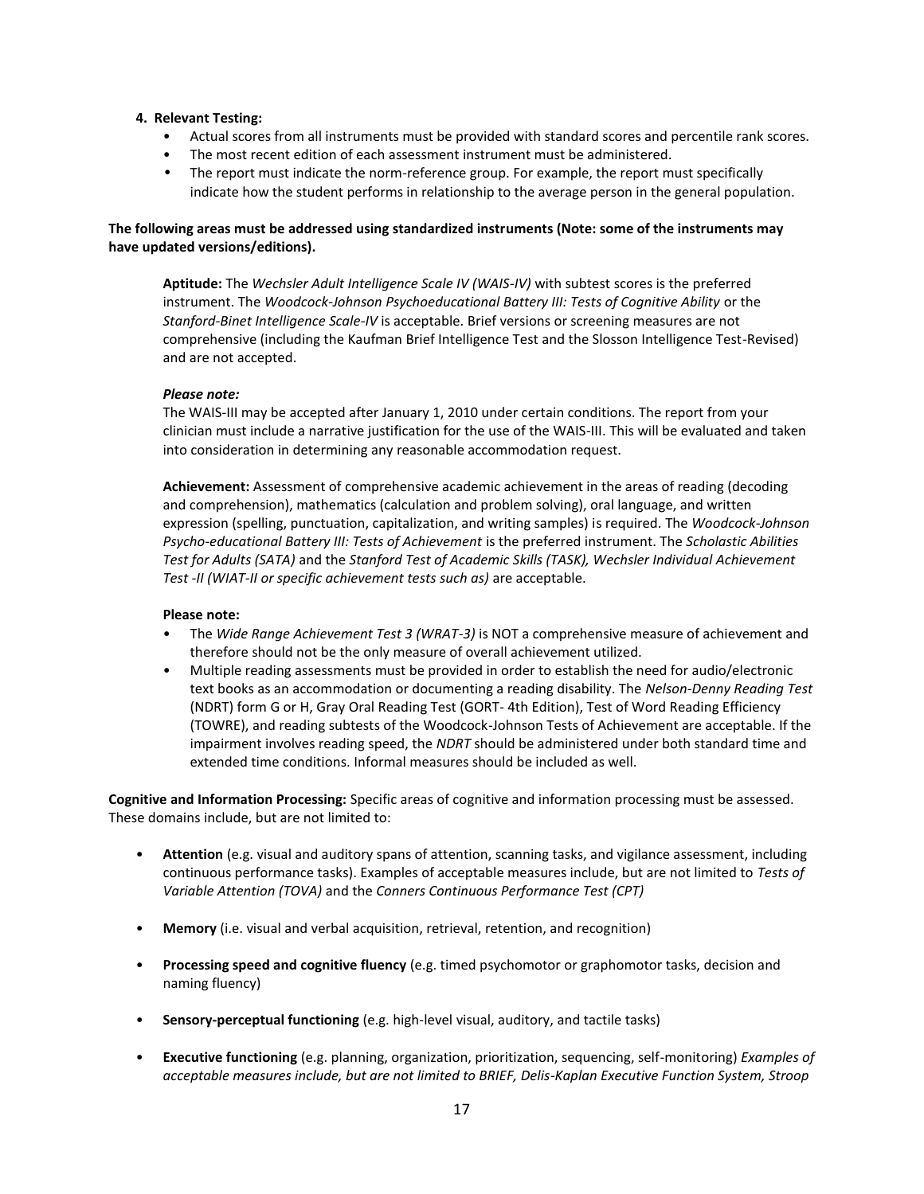4. **Relevant Testing:**
    - Actual scores from all instruments must be provided with standard scores and percentile rank scores.
    - The most recent edition of each assessment instrument must be administered.
    - The report must indicate the norm-reference group. For example, the report must specifically indicate how the student performs in relationship to the average person in the general population.

**The following areas must be addressed using standardized instruments (Note: some of the instruments may have updated versions/editions).**

**Aptitude:** The *Wechsler Adult Intelligence Scale IV (WAIS-IV)* with subtest scores is the preferred instrument. The *Woodcock-Johnson Psychoeducational Battery III: Tests of Cognitive Ability* or the *Stanford-Binet Intelligence Scale-IV* is acceptable. Brief versions or screening measures are not comprehensive (including the Kaufman Brief Intelligence Test and the Slosson Intelligence Test-Revised) and are not accepted.

***Please note:***
The WAIS-III may be accepted after January 1, 2010 under certain conditions. The report from your clinician must include a narrative justification for the use of the WAIS-III. This will be evaluated and taken into consideration in determining any reasonable accommodation request.

**Achievement:** Assessment of comprehensive academic achievement in the areas of reading (decoding and comprehension), mathematics (calculation and problem solving), oral language, and written expression (spelling, punctuation, capitalization, and writing samples) is required. The *Woodcock-Johnson Psycho-educational Battery III: Tests of Achievement* is the preferred instrument. The *Scholastic Abilities Test for Adults (SATA)* and the *Stanford Test of Academic Skills (TASK), Wechsler Individual Achievement Test -II (WIAT-II or specific achievement tests such as)* are acceptable.

**Please note:**

- The *Wide Range Achievement Test 3 (WRAT-3)* is NOT a comprehensive measure of achievement and therefore should not be the only measure of overall achievement utilized.
- Multiple reading assessments must be provided in order to establish the need for audio/electronic text books as an accommodation or documenting a reading disability. The *Nelson-Denny Reading Test* (NDRT) form G or H, Gray Oral Reading Test (GORT- 4th Edition), Test of Word Reading Efficiency (TOWRE), and reading subtests of the Woodcock-Johnson Tests of Achievement are acceptable. If the impairment involves reading speed, the *NDRT* should be administered under both standard time and extended time conditions. Informal measures should be included as well.

**Cognitive and Information Processing:** Specific areas of cognitive and information processing must be assessed. These domains include, but are not limited to:

- **Attention** (e.g. visual and auditory spans of attention, scanning tasks, and vigilance assessment, including continuous performance tasks). Examples of acceptable measures include, but are not limited to *Tests of Variable Attention (TOVA)* and the *Conners Continuous Performance Test (CPT)*
- **Memory** (i.e. visual and verbal acquisition, retrieval, retention, and recognition)
- **Processing speed and cognitive fluency** (e.g. timed psychomotor or graphomotor tasks, decision and naming fluency)
- **Sensory-perceptual functioning** (e.g. high-level visual, auditory, and tactile tasks)
- **Executive functioning** (e.g. planning, organization, prioritization, sequencing, self-monitoring) *Examples of acceptable measures include, but are not limited to BRIEF, Delis-Kaplan Executive Function System, Stroop*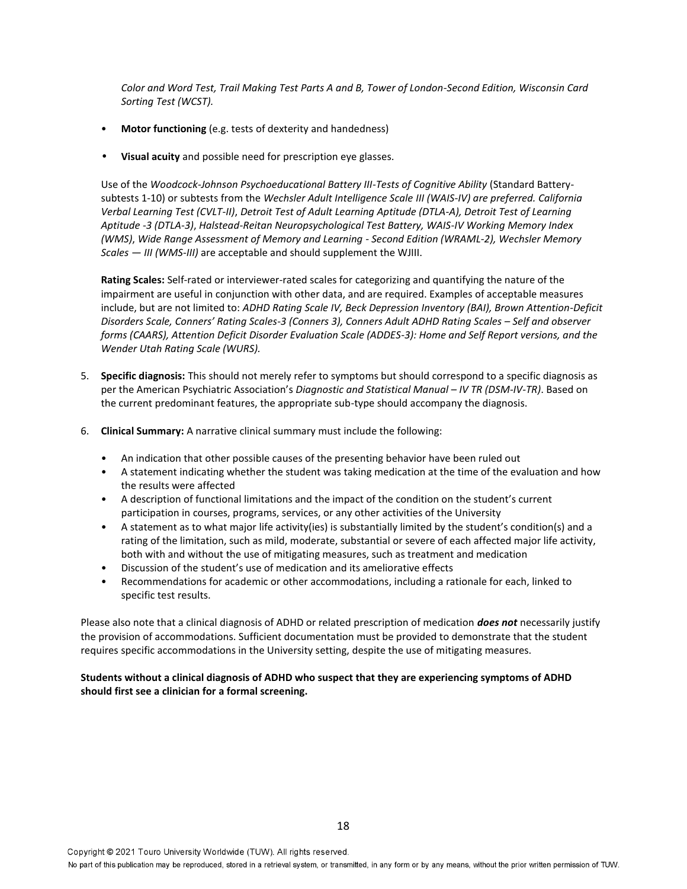*Color and Word Test, Trail Making Test Parts A and B, Tower of London-Second Edition, Wisconsin Card Sorting Test (WCST).*

- **Motor functioning** (e.g. tests of dexterity and handedness)
- **Visual acuity** and possible need for prescription eye glasses.

Use of the *Woodcock-Johnson Psychoeducational Battery III-Tests of Cognitive Ability* (Standard Battery-subtests 1-10) or subtests from the *Wechsler Adult Intelligence Scale III (WAIS-IV) are preferred. California Verbal Learning Test (CVLT-II), Detroit Test of Adult Learning Aptitude (DTLA-A), Detroit Test of Learning Aptitude -3 (DTLA-3)*, *Halstead-Reitan Neuropsychological Test Battery, WAIS-IV Working Memory Index (WMS)*, *Wide Range Assessment of Memory and Learning - Second Edition (WRAML-2), Wechsler Memory Scales — III (WMS-III)* are acceptable and should supplement the WJIII.

**Rating Scales:** Self-rated or interviewer-rated scales for categorizing and quantifying the nature of the impairment are useful in conjunction with other data, and are required. Examples of acceptable measures include, but are not limited to: *ADHD Rating Scale IV, Beck Depression Inventory (BAI), Brown Attention-Deficit Disorders Scale, Conners' Rating Scales-3 (Conners 3), Conners Adult ADHD Rating Scales – Self and observer forms (CAARS), Attention Deficit Disorder Evaluation Scale (ADDES-3): Home and Self Report versions, and the Wender Utah Rating Scale (WURS).*

5. **Specific diagnosis:** This should not merely refer to symptoms but should correspond to a specific diagnosis as per the American Psychiatric Association's *Diagnostic and Statistical Manual – IV TR (DSM-IV-TR)*. Based on the current predominant features, the appropriate sub-type should accompany the diagnosis.

6. **Clinical Summary:** A narrative clinical summary must include the following:

   - An indication that other possible causes of the presenting behavior have been ruled out
   - A statement indicating whether the student was taking medication at the time of the evaluation and how the results were affected
   - A description of functional limitations and the impact of the condition on the student's current participation in courses, programs, services, or any other activities of the University
   - A statement as to what major life activity(ies) is substantially limited by the student's condition(s) and a rating of the limitation, such as mild, moderate, substantial or severe of each affected major life activity, both with and without the use of mitigating measures, such as treatment and medication
   - Discussion of the student's use of medication and its ameliorative effects
   - Recommendations for academic or other accommodations, including a rationale for each, linked to specific test results.

Please also note that a clinical diagnosis of ADHD or related prescription of medication ***does not*** necessarily justify the provision of accommodations. Sufficient documentation must be provided to demonstrate that the student requires specific accommodations in the University setting, despite the use of mitigating measures.

**Students without a clinical diagnosis of ADHD who suspect that they are experiencing symptoms of ADHD should first see a clinician for a formal screening.**